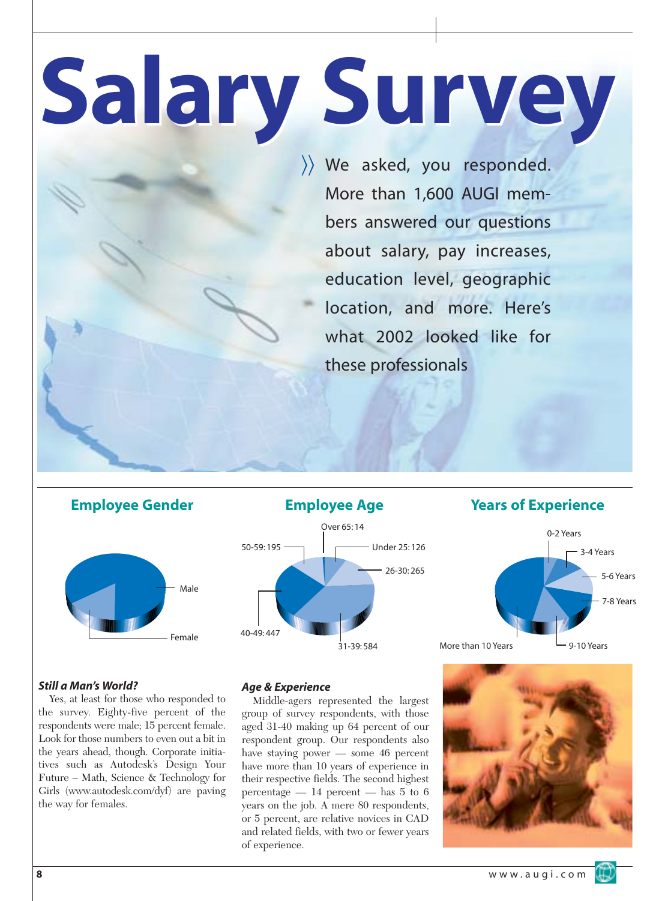# Salary Survey

We asked, you responded. More than 1,600 AUGI members answered our questions about salary, pay increases, education level, geographic location, and more. Here's what 2002 looked like for these professionals

## Employee Gender

Male

Female

## Employee Age

Over 65: 14

Under 25: 126

26-30: 265

31-39: 584

40-49: 447

50-59: 195

## Years of Experience

0-2 Years

3-4 Years

5-6 Years

7-8 Years

9-10 Years

More than 10 Years

### *Still a Man's World?*

Yes, at least for those who responded to the survey. Eighty-five percent of the respondents were male; 15 percent female. Look for those numbers to even out a bit in the years ahead, though. Corporate initiatives such as Autodesk's Design Your Future – Math, Science & Technology for Girls (www.autodesk.com/dyf) are paving the way for females.

### *Age & Experience*

Middle-agers represented the largest group of survey respondents, with those aged 31-40 making up 64 percent of our respondent group. Our respondents also have staying power — some 46 percent have more than 10 years of experience in their respective fields. The second highest percentage — 14 percent — has 5 to 6 years on the job. A mere 80 respondents, or 5 percent, are relative novices in CAD and related fields, with two or fewer years of experience.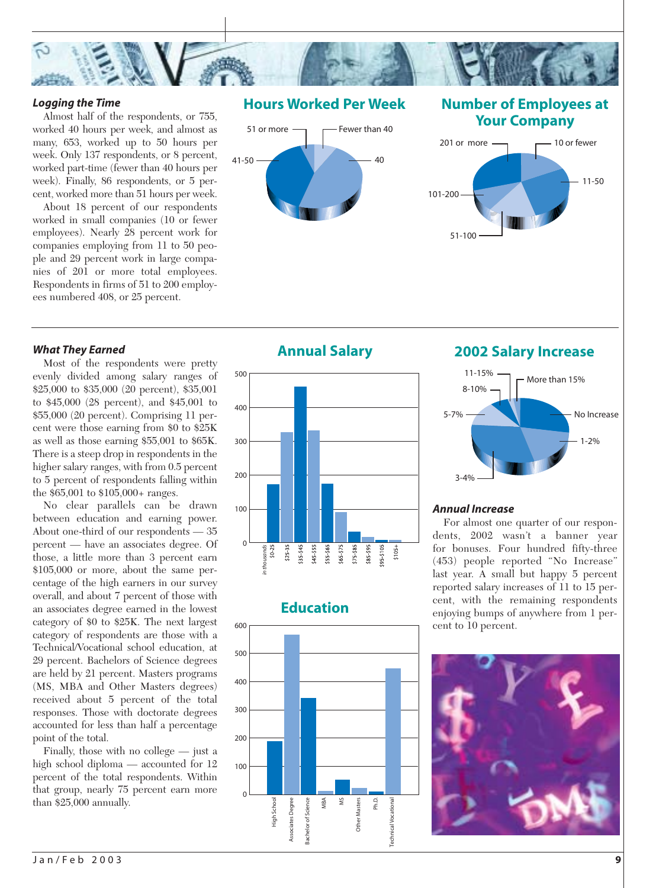### *Logging the Time*

Almost half of the respondents, or 755, worked 40 hours per week, and almost as many, 653, worked up to 50 hours per week. Only 137 respondents, or 8 percent, worked part-time (fewer than 40 hours per week). Finally, 86 respondents, or 5 percent, worked more than 51 hours per week.

About 18 percent of our respondents worked in small companies (10 or fewer employees). Nearly 28 percent work for companies employing from 11 to 50 people and 29 percent work in large companies of 201 or more total employees. Respondents in firms of 51 to 200 employees numbered 408, or 25 percent.

## Hours Worked Per Week

51 or more, Fewer than 40, 41-50, 40

## Number of Employees at Your Company

201 or more, 10 or fewer, 11-50, 101-200, 51-100

### *What They Earned*

Most of the respondents were pretty evenly divided among salary ranges of $25,000 to $35,000 (20 percent), $35,001 to $45,000 (28 percent), and $45,001 to $55,000 (20 percent). Comprising 11 percent were those earning from $0 to $25K as well as those earning $55,001 to $65K. There is a steep drop in respondents in the higher salary ranges, with from 0.5 percent to 5 percent of respondents falling within the $65,001 to $105,000+ ranges.

No clear parallels can be drawn between education and earning power. About one-third of our respondents — 35 percent — have an associates degree. Of those, a little more than 3 percent earn $105,000 or more, about the same percentage of the high earners in our survey overall, and about 7 percent of those with an associates degree earned in the lowest category of $0 to $25K. The next largest category of respondents are those with a Technical/Vocational school education, at 29 percent. Bachelors of Science degrees are held by 21 percent. Masters programs (MS, MBA and Other Masters degrees) received about 5 percent of the total responses. Those with doctorate degrees accounted for less than half a percentage point of the total.

Finally, those with no college — just a high school diploma — accounted for 12 percent of the total respondents. Within that group, nearly 75 percent earn more than $25,000 annually.

## Annual Salary

*in thousands*: $0-25, $25-35, $35-$45, $45-$55, $55-$65, $65-$75, $75-$85, $85-$95, $95-$105, $105+

## Education

High School, Associates Degree, Bachelor of Science, MBA, MS, Other Masters, Ph.D., Technical Vocational

## 2002 Salary Increase

11-15%, More than 15%, 8-10%, 5-7%, No Increase, 1-2%, 3-4%

### *Annual Increase*

For almost one quarter of our respondents, 2002 wasn't a banner year for bonuses. Four hundred fifty-three (453) people reported "No Increase" last year. A small but happy 5 percent reported salary increases of 11 to 15 percent, with the remaining respondents enjoying bumps of anywhere from 1 percent to 10 percent.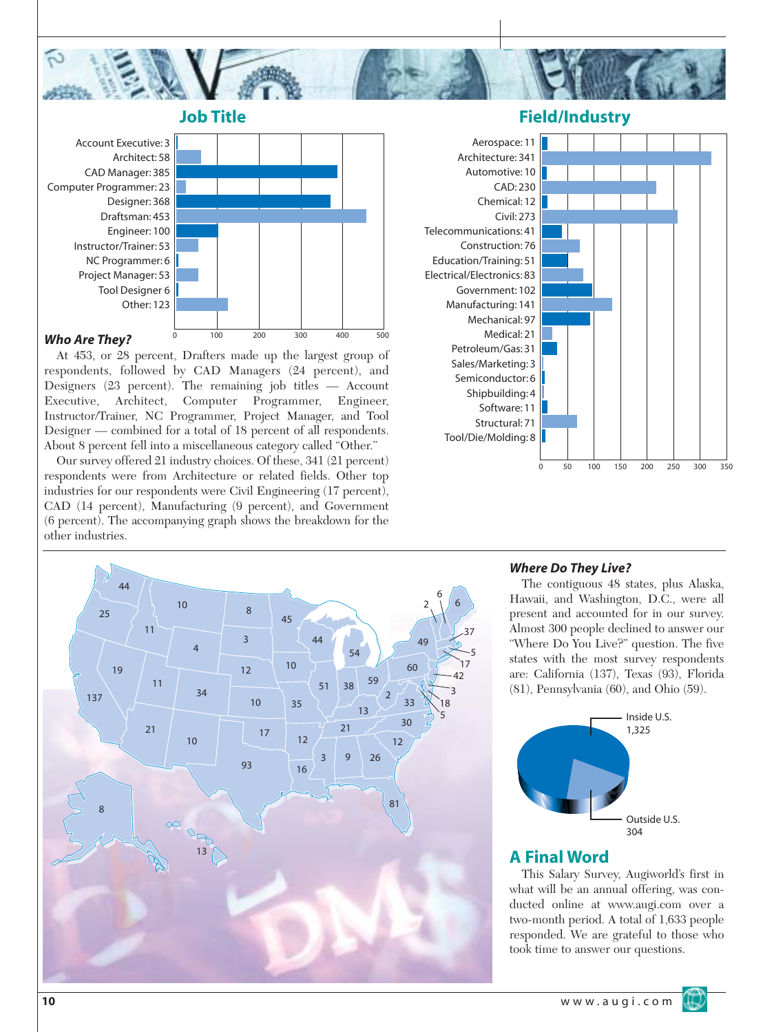## Job Title

Account Executive: 3
Architect: 58
CAD Manager: 385
Computer Programmer: 23
Designer: 368
Draftsman: 453
Engineer: 100
Instructor/Trainer: 53
NC Programmer: 6
Project Manager: 53
Tool Designer 6
Other: 123

0 100 200 300 400 500

### *Who Are They?*

At 453, or 28 percent, Drafters made up the largest group of respondents, followed by CAD Managers (24 percent), and Designers (23 percent). The remaining job titles — Account Executive, Architect, Computer Programmer, Engineer, Instructor/Trainer, NC Programmer, Project Manager, and Tool Designer — combined for a total of 18 percent of all respondents. About 8 percent fell into a miscellaneous category called "Other."

Our survey offered 21 industry choices. Of these, 341 (21 percent) respondents were from Architecture or related fields. Other top industries for our respondents were Civil Engineering (17 percent), CAD (14 percent), Manufacturing (9 percent), and Government (6 percent). The accompanying graph shows the breakdown for the other industries.

## Field/Industry

Aerospace: 11
Architecture: 341
Automotive: 10
CAD: 230
Chemical: 12
Civil: 273
Telecommunications: 41
Construction: 76
Education/Training: 51
Electrical/Electronics: 83
Government: 102
Manufacturing: 141
Mechanical: 97
Medical: 21
Petroleum/Gas: 31
Sales/Marketing: 3
Semiconductor: 6
Shipbuilding: 4
Software: 11
Structural: 71
Tool/Die/Molding: 8

0 50 100 150 200 250 300 350

44 25 10 11 8 45 4 3 44 54 49 6 2 6 37 5 17 42 19 11 34 12 10 51 38 59 60 137 10 35 13 2 33 3 18 5 21 17 21 30 10 12 93 3 9 26 12 16 81 8 13

### *Where Do They Live?*

The contiguous 48 states, plus Alaska, Hawaii, and Washington, D.C., were all present and accounted for in our survey. Almost 300 people declined to answer our "Where Do You Live?" question. The five states with the most survey respondents are: California (137), Texas (93), Florida (81), Pennsylvania (60), and Ohio (59).

Inside U.S. 1,325
Outside U.S. 304

## A Final Word

This Salary Survey, Augiworld's first in what will be an annual offering, was conducted online at www.augi.com over a two-month period. A total of 1,633 people responded. We are grateful to those who took time to answer our questions.